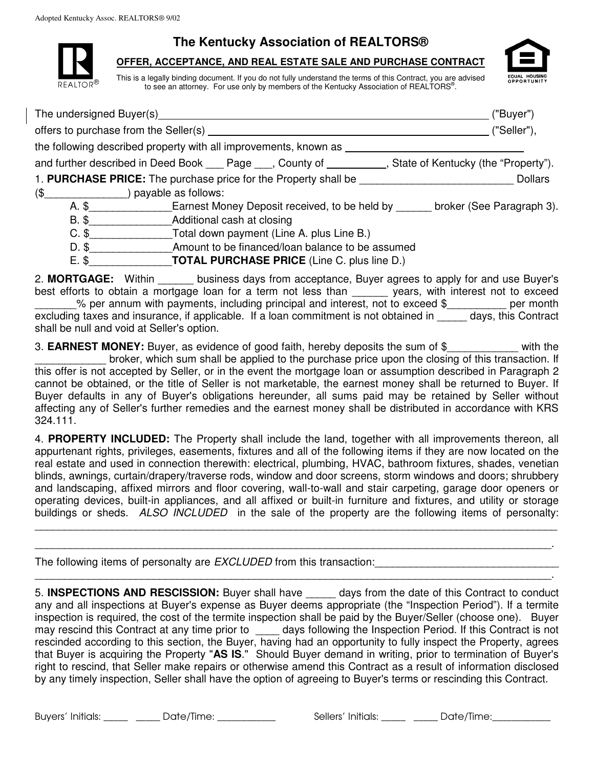Adopted Kentucky Assoc. REALTORS® 9/02

# The Kentucky Association of REALTORS®

## OFFER, ACCEPTANCE, AND REAL ESTATE SALE AND PURCHASE CONTRACT

This is a legally binding document. If you do not fully understand the terms of this Contract, you are advised to see an attorney. For use only by members of the Kentucky Association of REALTORS®.

The undersigned Buyer(s)_______________________________________________ ("Buyer") offers to purchase from the Seller(s) _______________________________________ ("Seller"), the following described property with all improvements, known as ____________________________ and further described in Deed Book ___ Page ___, County of __________, State of Kentucky (the "Property").

1. **PURCHASE PRICE:** The purchase price for the Property shall be __________________________ Dollars ($______________) payable as follows:

   A. $______________Earnest Money Deposit received, to be held by ______ broker (See Paragraph 3).
   B. $______________Additional cash at closing
   C. $______________Total down payment (Line A. plus Line B.)
   D. $______________Amount to be financed/loan balance to be assumed
   E. $______________**TOTAL PURCHASE PRICE** (Line C. plus line D.)

2. **MORTGAGE:** Within ______ business days from acceptance, Buyer agrees to apply for and use Buyer's best efforts to obtain a mortgage loan for a term not less than ______ years, with interest not to exceed _______% per annum with payments, including principal and interest, not to exceed $__________ per month excluding taxes and insurance, if applicable. If a loan commitment is not obtained in _____ days, this Contract shall be null and void at Seller's option.

3. **EARNEST MONEY:** Buyer, as evidence of good faith, hereby deposits the sum of $____________ with the ____________ broker, which sum shall be applied to the purchase price upon the closing of this transaction. If this offer is not accepted by Seller, or in the event the mortgage loan or assumption described in Paragraph 2 cannot be obtained, or the title of Seller is not marketable, the earnest money shall be returned to Buyer. If Buyer defaults in any of Buyer's obligations hereunder, all sums paid may be retained by Seller without affecting any of Seller's further remedies and the earnest money shall be distributed in accordance with KRS 324.111.

4. **PROPERTY INCLUDED:** The Property shall include the land, together with all improvements thereon, all appurtenant rights, privileges, easements, fixtures and all of the following items if they are now located on the real estate and used in connection therewith: electrical, plumbing, HVAC, bathroom fixtures, shades, venetian blinds, awnings, curtain/drapery/traverse rods, window and door screens, storm windows and doors; shrubbery and landscaping, affixed mirrors and floor covering, wall-to-wall and stair carpeting, garage door openers or operating devices, built-in appliances, and all affixed or built-in furniture and fixtures, and utility or storage buildings or sheds. *ALSO INCLUDED* in the sale of the property are the following items of personalty: ________________________________________________________________________________
________________________________________________________________________________.

The following items of personalty are *EXCLUDED* from this transaction:______________________________
________________________________________________________________________________.

5. **INSPECTIONS AND RESCISSION:** Buyer shall have _____ days from the date of this Contract to conduct any and all inspections at Buyer's expense as Buyer deems appropriate (the "Inspection Period"). If a termite inspection is required, the cost of the termite inspection shall be paid by the Buyer/Seller (choose one). Buyer may rescind this Contract at any time prior to ____ days following the Inspection Period. If this Contract is not rescinded according to this section, the Buyer, having had an opportunity to fully inspect the Property, agrees that Buyer is acquiring the Property "**AS IS**." Should Buyer demand in writing, prior to termination of Buyer's right to rescind, that Seller make repairs or otherwise amend this Contract as a result of information disclosed by any timely inspection, Seller shall have the option of agreeing to Buyer's terms or rescinding this Contract.

Buyers' Initials: _____ _____ Date/Time: ___________ Sellers' Initials: _____ _____ Date/Time:___________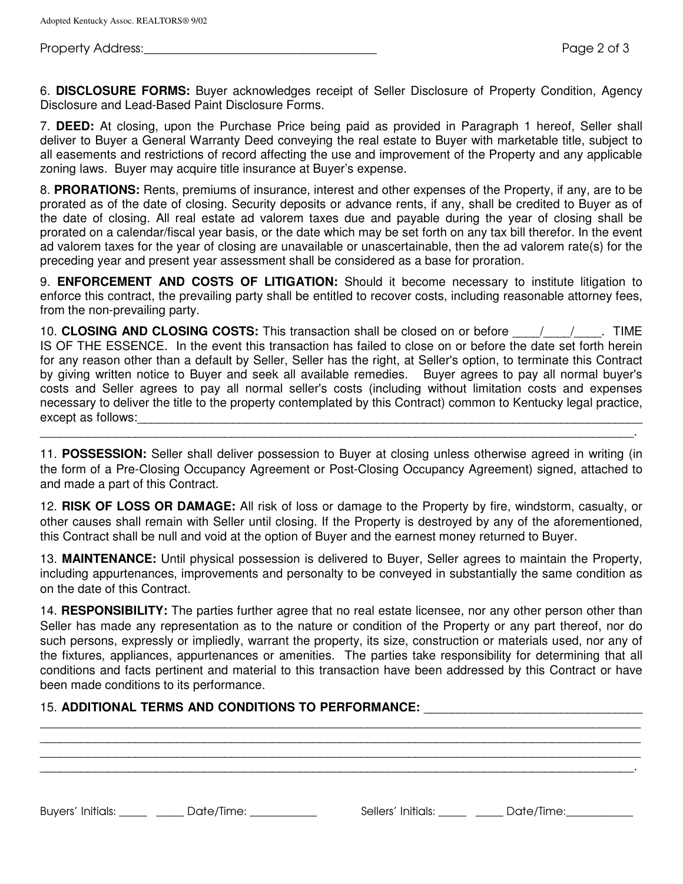Property Address:_____________________________________

6. **DISCLOSURE FORMS:** Buyer acknowledges receipt of Seller Disclosure of Property Condition, Agency Disclosure and Lead-Based Paint Disclosure Forms.

7. **DEED:** At closing, upon the Purchase Price being paid as provided in Paragraph 1 hereof, Seller shall deliver to Buyer a General Warranty Deed conveying the real estate to Buyer with marketable title, subject to all easements and restrictions of record affecting the use and improvement of the Property and any applicable zoning laws. Buyer may acquire title insurance at Buyer's expense.

8. **PRORATIONS:** Rents, premiums of insurance, interest and other expenses of the Property, if any, are to be prorated as of the date of closing. Security deposits or advance rents, if any, shall be credited to Buyer as of the date of closing. All real estate ad valorem taxes due and payable during the year of closing shall be prorated on a calendar/fiscal year basis, or the date which may be set forth on any tax bill therefor. In the event ad valorem taxes for the year of closing are unavailable or unascertainable, then the ad valorem rate(s) for the preceding year and present year assessment shall be considered as a base for proration.

9. **ENFORCEMENT AND COSTS OF LITIGATION:** Should it become necessary to institute litigation to enforce this contract, the prevailing party shall be entitled to recover costs, including reasonable attorney fees, from the non-prevailing party.

10. **CLOSING AND CLOSING COSTS:** This transaction shall be closed on or before ____/____/____. TIME IS OF THE ESSENCE. In the event this transaction has failed to close on or before the date set forth herein for any reason other than a default by Seller, Seller has the right, at Seller's option, to terminate this Contract by giving written notice to Buyer and seek all available remedies. Buyer agrees to pay all normal buyer's costs and Seller agrees to pay all normal seller's costs (including without limitation costs and expenses necessary to deliver the title to the property contemplated by this Contract) common to Kentucky legal practice, except as follows:_____________________________________________________________________________
_____________________________________________________________________________________________.

11. **POSSESSION:** Seller shall deliver possession to Buyer at closing unless otherwise agreed in writing (in the form of a Pre-Closing Occupancy Agreement or Post-Closing Occupancy Agreement) signed, attached to and made a part of this Contract.

12. **RISK OF LOSS OR DAMAGE:** All risk of loss or damage to the Property by fire, windstorm, casualty, or other causes shall remain with Seller until closing. If the Property is destroyed by any of the aforementioned, this Contract shall be null and void at the option of Buyer and the earnest money returned to Buyer.

13. **MAINTENANCE:** Until physical possession is delivered to Buyer, Seller agrees to maintain the Property, including appurtenances, improvements and personalty to be conveyed in substantially the same condition as on the date of this Contract.

14. **RESPONSIBILITY:** The parties further agree that no real estate licensee, nor any other person other than Seller has made any representation as to the nature or condition of the Property or any part thereof, nor do such persons, expressly or impliedly, warrant the property, its size, construction or materials used, nor any of the fixtures, appliances, appurtenances or amenities. The parties take responsibility for determining that all conditions and facts pertinent and material to this transaction have been addressed by this Contract or have been made conditions to its performance.

15. **ADDITIONAL TERMS AND CONDITIONS TO PERFORMANCE:** _________________________________
_____________________________________________________________________________________________
_____________________________________________________________________________________________
_____________________________________________________________________________________________
_____________________________________________________________________________________________.

Buyers' Initials: _____ _____ Date/Time: ___________ Sellers' Initials: _____ _____ Date/Time:___________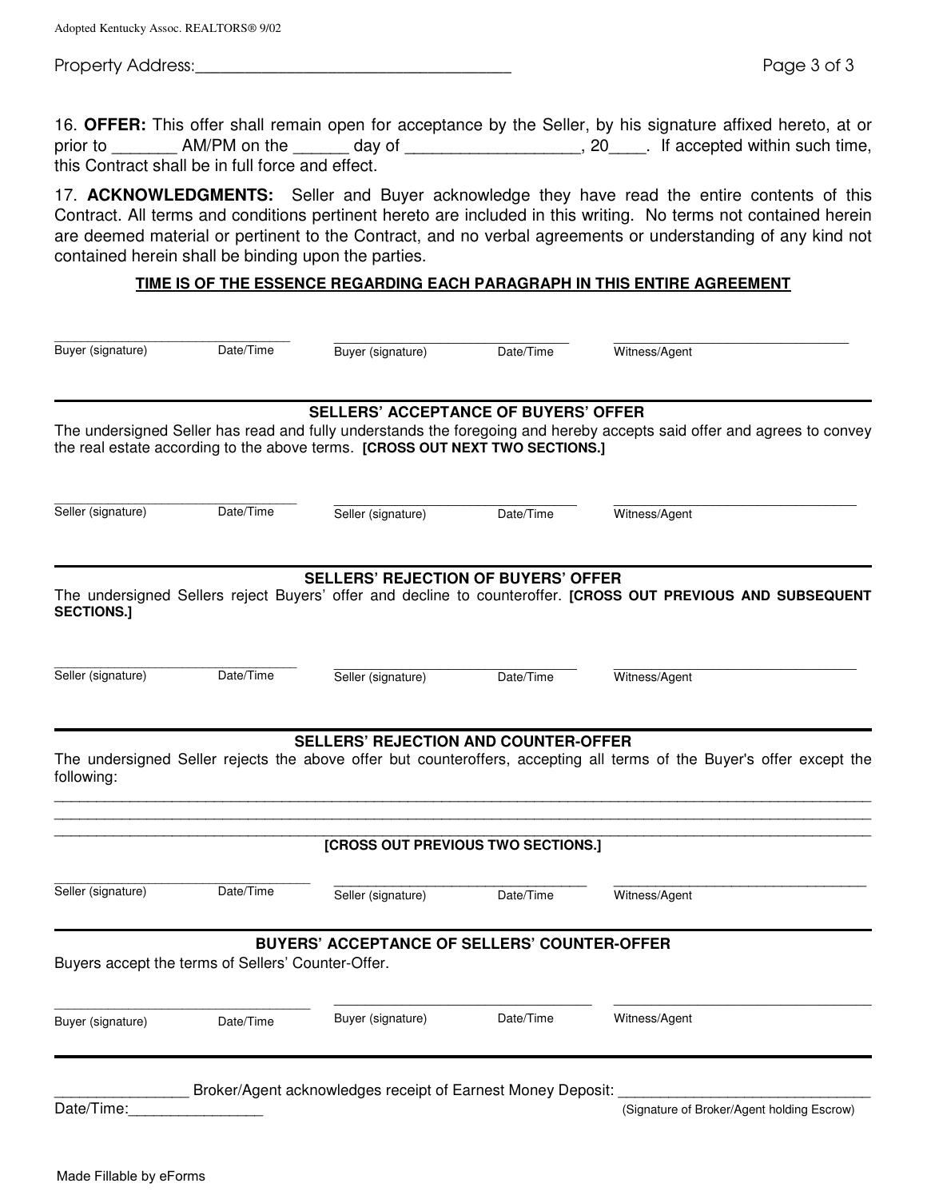Property Address:___________________________________

16. **OFFER:** This offer shall remain open for acceptance by the Seller, by his signature affixed hereto, at or prior to _______ AM/PM on the ______ day of __________________, 20____. If accepted within such time, this Contract shall be in full force and effect.

17. **ACKNOWLEDGMENTS:** Seller and Buyer acknowledge they have read the entire contents of this Contract. All terms and conditions pertinent hereto are included in this writing. No terms not contained herein are deemed material or pertinent to the Contract, and no verbal agreements or understanding of any kind not contained herein shall be binding upon the parties.

**TIME IS OF THE ESSENCE REGARDING EACH PARAGRAPH IN THIS ENTIRE AGREEMENT**

_______________________________ _______________________________ _______________________________
Buyer (signature) Date/Time Buyer (signature) Date/Time Witness/Agent

---

**SELLERS' ACCEPTANCE OF BUYERS' OFFER**

The undersigned Seller has read and fully understands the foregoing and hereby accepts said offer and agrees to convey the real estate according to the above terms. **[CROSS OUT NEXT TWO SECTIONS.]**

_______________________________ _______________________________ _______________________________
Seller (signature) Date/Time Seller (signature) Date/Time Witness/Agent

---

**SELLERS' REJECTION OF BUYERS' OFFER**

The undersigned Sellers reject Buyers' offer and decline to counteroffer. **[CROSS OUT PREVIOUS AND SUBSEQUENT SECTIONS.]**

_______________________________ _______________________________ _______________________________
Seller (signature) Date/Time Seller (signature) Date/Time Witness/Agent

---

**SELLERS' REJECTION AND COUNTER-OFFER**

The undersigned Seller rejects the above offer but counteroffers, accepting all terms of the Buyer's offer except the following:

______________________________________________________________________________________________
______________________________________________________________________________________________
______________________________________________________________________________________________

**[CROSS OUT PREVIOUS TWO SECTIONS.]**

_______________________________ _______________________________ _______________________________
Seller (signature) Date/Time Seller (signature) Date/Time Witness/Agent

---

**BUYERS' ACCEPTANCE OF SELLERS' COUNTER-OFFER**

Buyers accept the terms of Sellers' Counter-Offer.

_______________________________ _______________________________ _______________________________
Buyer (signature) Date/Time Buyer (signature) Date/Time Witness/Agent

---

________________ Broker/Agent acknowledges receipt of Earnest Money Deposit: ______________________________
Date/Time:________________ (Signature of Broker/Agent holding Escrow)